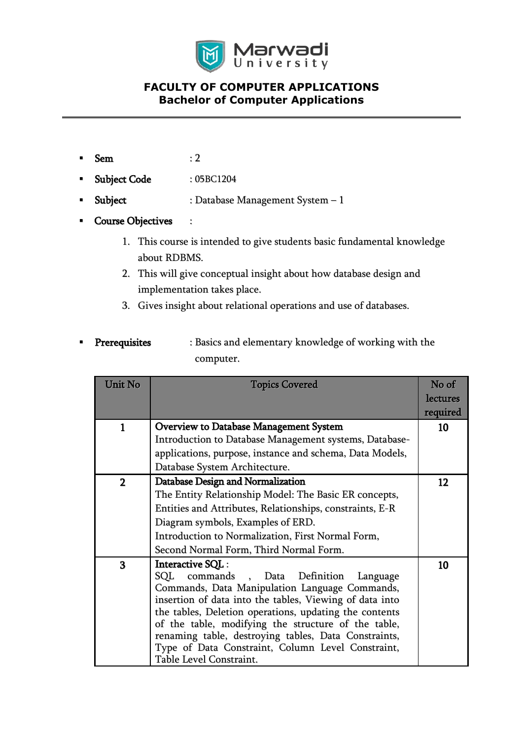Marwadi University

# FACULTY OF COMPUTER APPLICATIONS
## Bachelor of Computer Applications

- **Sem** : 2
- **Subject Code** : 05BC1204
- **Subject** : Database Management System – 1
- **Course Objectives** :
  1. This course is intended to give students basic fundamental knowledge about RDBMS.
  2. This will give conceptual insight about how database design and implementation takes place.
  3. Gives insight about relational operations and use of databases.

- **Prerequisites** : Basics and elementary knowledge of working with the computer.

| Unit No | Topics Covered | No of lectures required |
|---|---|---|
| **1** | **Overview to Database Management System**<br>Introduction to Database Management systems, Database-applications, purpose, instance and schema, Data Models, Database System Architecture. | **10** |
| **2** | **Database Design and Normalization**<br>The Entity Relationship Model: The Basic ER concepts, Entities and Attributes, Relationships, constraints, E-R Diagram symbols, Examples of ERD.<br>Introduction to Normalization, First Normal Form, Second Normal Form, Third Normal Form. | **12** |
| **3** | **Interactive SQL** :<br>SQL commands , Data Definition Language Commands, Data Manipulation Language Commands, insertion of data into the tables, Viewing of data into the tables, Deletion operations, updating the contents of the table, modifying the structure of the table, renaming table, destroying tables, Data Constraints, Type of Data Constraint, Column Level Constraint, Table Level Constraint. | **10** |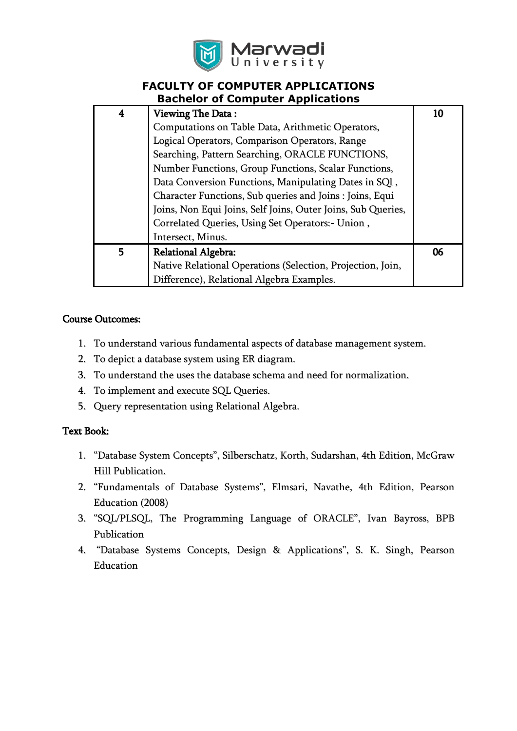**FACULTY OF COMPUTER APPLICATIONS**
**Bachelor of Computer Applications**

| | | |
|---|---|---|
| 4 | **Viewing The Data :** Computations on Table Data, Arithmetic Operators, Logical Operators, Comparison Operators, Range Searching, Pattern Searching, ORACLE FUNCTIONS, Number Functions, Group Functions, Scalar Functions, Data Conversion Functions, Manipulating Dates in SQl , Character Functions, Sub queries and Joins : Joins, Equi Joins, Non Equi Joins, Self Joins, Outer Joins, Sub Queries, Correlated Queries, Using Set Operators:- Union , Intersect, Minus. | 10 |
| 5 | **Relational Algebra:** Native Relational Operations (Selection, Projection, Join, Difference), Relational Algebra Examples. | 06 |

**Course Outcomes:**

1. To understand various fundamental aspects of database management system.
2. To depict a database system using ER diagram.
3. To understand the uses the database schema and need for normalization.
4. To implement and execute SQL Queries.
5. Query representation using Relational Algebra.

**Text Book:**

1. "Database System Concepts", Silberschatz, Korth, Sudarshan, 4th Edition, McGraw Hill Publication.
2. "Fundamentals of Database Systems", Elmsari, Navathe, 4th Edition, Pearson Education (2008)
3. "SQL/PLSQL, The Programming Language of ORACLE", Ivan Bayross, BPB Publication
4. "Database Systems Concepts, Design & Applications", S. K. Singh, Pearson Education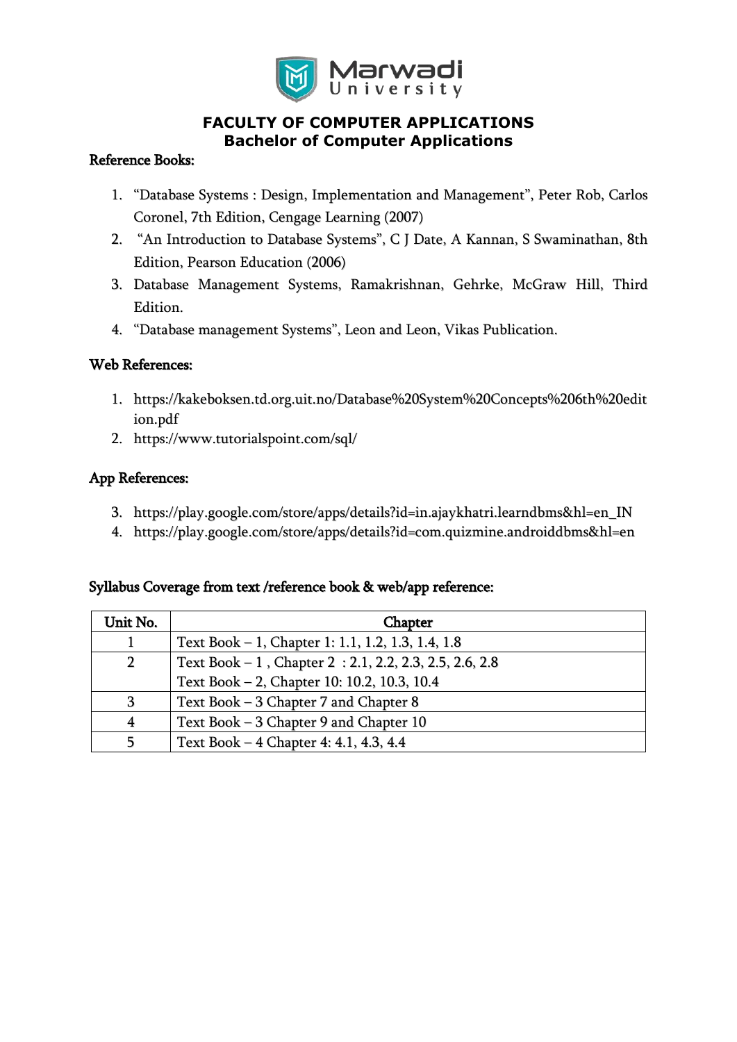# FACULTY OF COMPUTER APPLICATIONS
## Bachelor of Computer Applications

**Reference Books:**

1. "Database Systems : Design, Implementation and Management", Peter Rob, Carlos Coronel, 7th Edition, Cengage Learning (2007)
2. "An Introduction to Database Systems", C J Date, A Kannan, S Swaminathan, 8th Edition, Pearson Education (2006)
3. Database Management Systems, Ramakrishnan, Gehrke, McGraw Hill, Third Edition.
4. "Database management Systems", Leon and Leon, Vikas Publication.

**Web References:**

1. https://kakeboksen.td.org.uit.no/Database%20System%20Concepts%206th%20edition.pdf
2. https://www.tutorialspoint.com/sql/

**App References:**

3. https://play.google.com/store/apps/details?id=in.ajaykhatri.learndbms&hl=en_IN
4. https://play.google.com/store/apps/details?id=com.quizmine.androiddbms&hl=en

**Syllabus Coverage from text /reference book & web/app reference:**

| Unit No. | Chapter |
|---|---|
| 1 | Text Book – 1, Chapter 1: 1.1, 1.2, 1.3, 1.4, 1.8 |
| 2 | Text Book – 1 , Chapter 2 : 2.1, 2.2, 2.3, 2.5, 2.6, 2.8<br>Text Book – 2, Chapter 10: 10.2, 10.3, 10.4 |
| 3 | Text Book – 3 Chapter 7 and Chapter 8 |
| 4 | Text Book – 3 Chapter 9 and Chapter 10 |
| 5 | Text Book – 4 Chapter 4: 4.1, 4.3, 4.4 |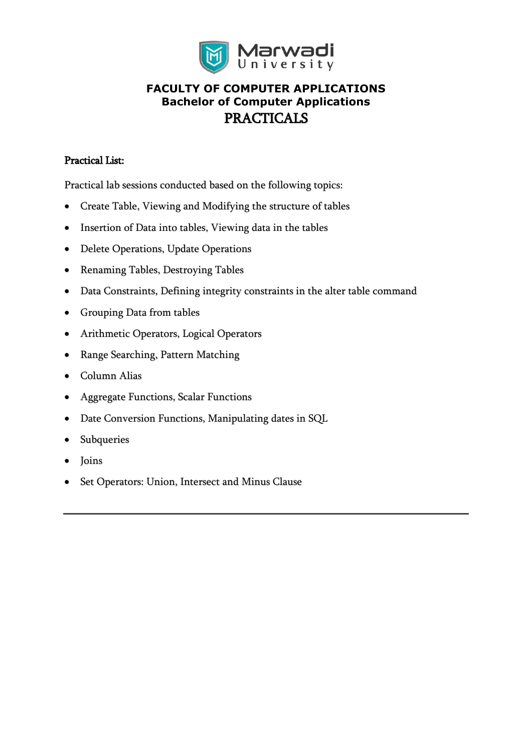Marwadi University

**FACULTY OF COMPUTER APPLICATIONS**
**Bachelor of Computer Applications**

# PRACTICALS

**Practical List:**

Practical lab sessions conducted based on the following topics:

- Create Table, Viewing and Modifying the structure of tables
- Insertion of Data into tables, Viewing data in the tables
- Delete Operations, Update Operations
- Renaming Tables, Destroying Tables
- Data Constraints, Defining integrity constraints in the alter table command
- Grouping Data from tables
- Arithmetic Operators, Logical Operators
- Range Searching, Pattern Matching
- Column Alias
- Aggregate Functions, Scalar Functions
- Date Conversion Functions, Manipulating dates in SQL
- Subqueries
- Joins
- Set Operators: Union, Intersect and Minus Clause

---